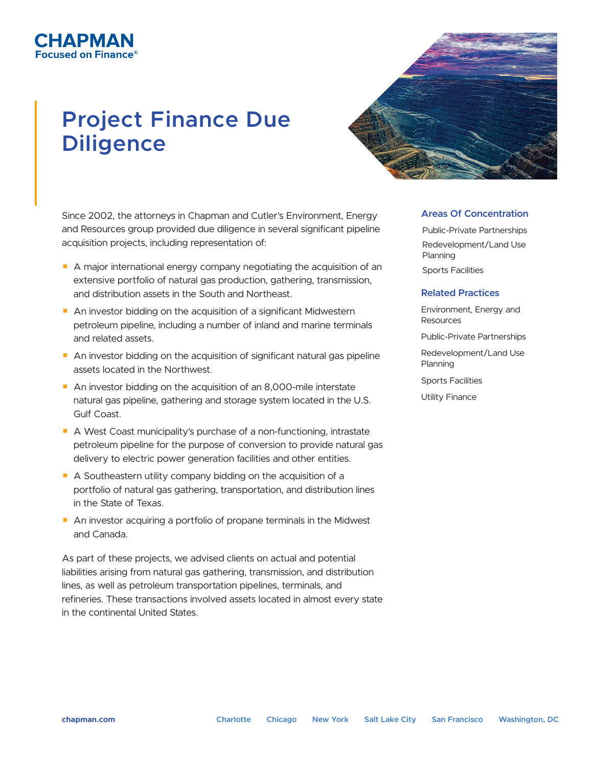CHAPMAN
Focused on Finance®

# Project Finance Due Diligence

Since 2002, the attorneys in Chapman and Cutler's Environment, Energy and Resources group provided due diligence in several significant pipeline acquisition projects, including representation of:

- A major international energy company negotiating the acquisition of an extensive portfolio of natural gas production, gathering, transmission, and distribution assets in the South and Northeast.
- An investor bidding on the acquisition of a significant Midwestern petroleum pipeline, including a number of inland and marine terminals and related assets.
- An investor bidding on the acquisition of significant natural gas pipeline assets located in the Northwest.
- An investor bidding on the acquisition of an 8,000-mile interstate natural gas pipeline, gathering and storage system located in the U.S. Gulf Coast.
- A West Coast municipality's purchase of a non-functioning, intrastate petroleum pipeline for the purpose of conversion to provide natural gas delivery to electric power generation facilities and other entities.
- A Southeastern utility company bidding on the acquisition of a portfolio of natural gas gathering, transportation, and distribution lines in the State of Texas.
- An investor acquiring a portfolio of propane terminals in the Midwest and Canada.

As part of these projects, we advised clients on actual and potential liabilities arising from natural gas gathering, transmission, and distribution lines, as well as petroleum transportation pipelines, terminals, and refineries. These transactions involved assets located in almost every state in the continental United States.

### Areas Of Concentration

- Public-Private Partnerships
- Redevelopment/Land Use Planning
- Sports Facilities

### Related Practices

- Environment, Energy and Resources
- Public-Private Partnerships
- Redevelopment/Land Use Planning
- Sports Facilities
- Utility Finance

chapman.com | Charlotte | Chicago | New York | Salt Lake City | San Francisco | Washington, DC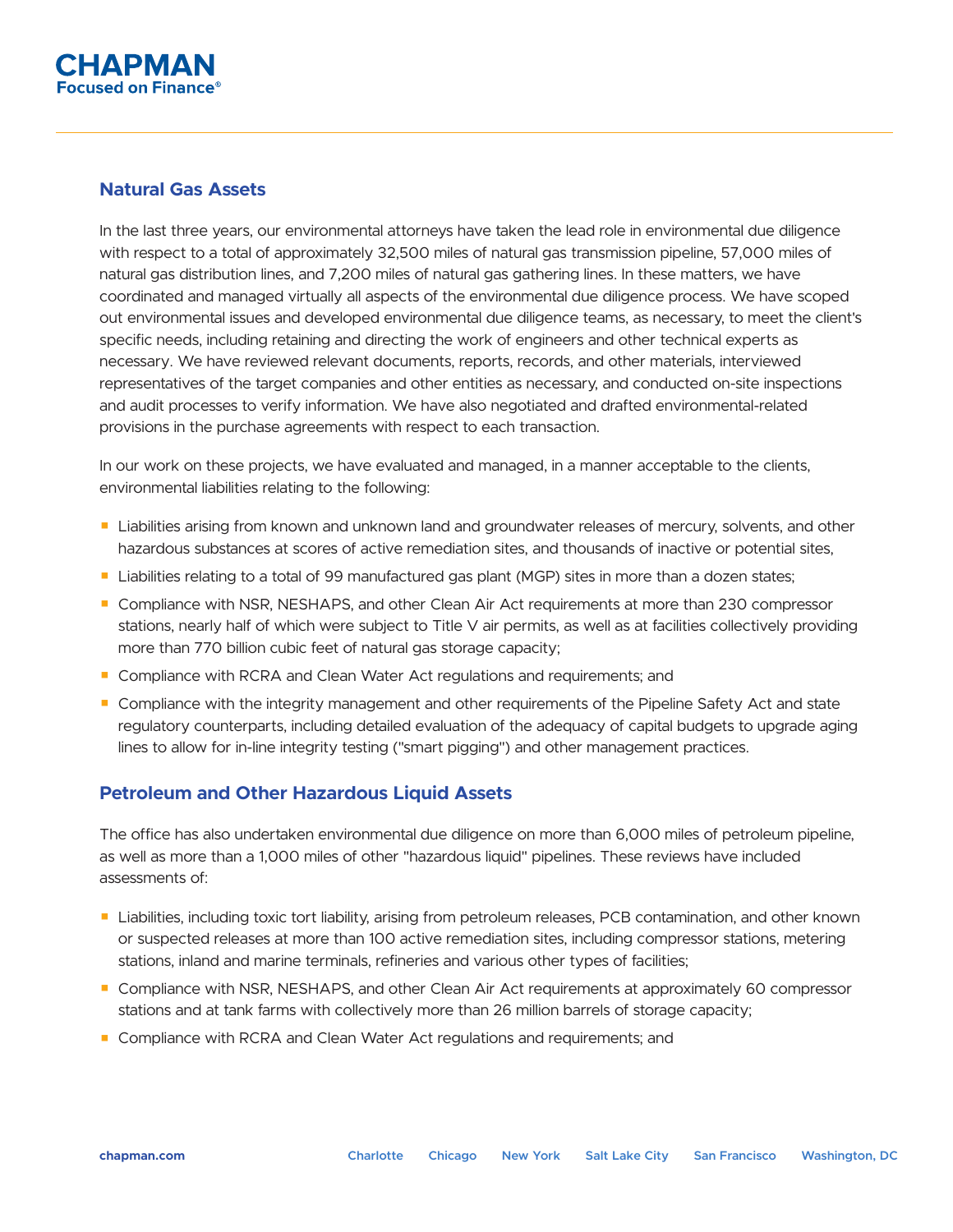## Natural Gas Assets

In the last three years, our environmental attorneys have taken the lead role in environmental due diligence with respect to a total of approximately 32,500 miles of natural gas transmission pipeline, 57,000 miles of natural gas distribution lines, and 7,200 miles of natural gas gathering lines. In these matters, we have coordinated and managed virtually all aspects of the environmental due diligence process. We have scoped out environmental issues and developed environmental due diligence teams, as necessary, to meet the client's specific needs, including retaining and directing the work of engineers and other technical experts as necessary. We have reviewed relevant documents, reports, records, and other materials, interviewed representatives of the target companies and other entities as necessary, and conducted on-site inspections and audit processes to verify information. We have also negotiated and drafted environmental-related provisions in the purchase agreements with respect to each transaction.

In our work on these projects, we have evaluated and managed, in a manner acceptable to the clients, environmental liabilities relating to the following:

- Liabilities arising from known and unknown land and groundwater releases of mercury, solvents, and other hazardous substances at scores of active remediation sites, and thousands of inactive or potential sites,
- Liabilities relating to a total of 99 manufactured gas plant (MGP) sites in more than a dozen states;
- Compliance with NSR, NESHAPS, and other Clean Air Act requirements at more than 230 compressor stations, nearly half of which were subject to Title V air permits, as well as at facilities collectively providing more than 770 billion cubic feet of natural gas storage capacity;
- Compliance with RCRA and Clean Water Act regulations and requirements; and
- Compliance with the integrity management and other requirements of the Pipeline Safety Act and state regulatory counterparts, including detailed evaluation of the adequacy of capital budgets to upgrade aging lines to allow for in-line integrity testing ("smart pigging") and other management practices.

## Petroleum and Other Hazardous Liquid Assets

The office has also undertaken environmental due diligence on more than 6,000 miles of petroleum pipeline, as well as more than a 1,000 miles of other "hazardous liquid" pipelines. These reviews have included assessments of:

- Liabilities, including toxic tort liability, arising from petroleum releases, PCB contamination, and other known or suspected releases at more than 100 active remediation sites, including compressor stations, metering stations, inland and marine terminals, refineries and various other types of facilities;
- Compliance with NSR, NESHAPS, and other Clean Air Act requirements at approximately 60 compressor stations and at tank farms with collectively more than 26 million barrels of storage capacity;
- Compliance with RCRA and Clean Water Act regulations and requirements; and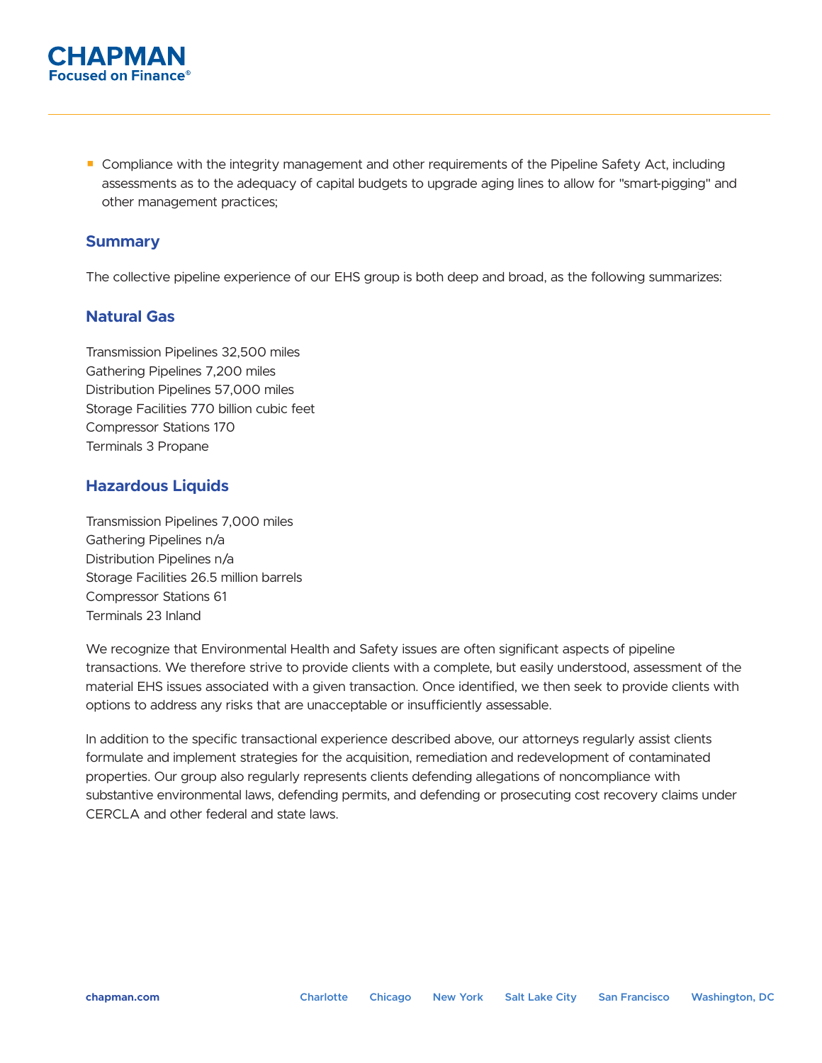- Compliance with the integrity management and other requirements of the Pipeline Safety Act, including assessments as to the adequacy of capital budgets to upgrade aging lines to allow for "smart-pigging" and other management practices;

## Summary

The collective pipeline experience of our EHS group is both deep and broad, as the following summarizes:

## Natural Gas

Transmission Pipelines 32,500 miles
Gathering Pipelines 7,200 miles
Distribution Pipelines 57,000 miles
Storage Facilities 770 billion cubic feet
Compressor Stations 170
Terminals 3 Propane

## Hazardous Liquids

Transmission Pipelines 7,000 miles
Gathering Pipelines n/a
Distribution Pipelines n/a
Storage Facilities 26.5 million barrels
Compressor Stations 61
Terminals 23 Inland

We recognize that Environmental Health and Safety issues are often significant aspects of pipeline transactions. We therefore strive to provide clients with a complete, but easily understood, assessment of the material EHS issues associated with a given transaction. Once identified, we then seek to provide clients with options to address any risks that are unacceptable or insufficiently assessable.

In addition to the specific transactional experience described above, our attorneys regularly assist clients formulate and implement strategies for the acquisition, remediation and redevelopment of contaminated properties. Our group also regularly represents clients defending allegations of noncompliance with substantive environmental laws, defending permits, and defending or prosecuting cost recovery claims under CERCLA and other federal and state laws.